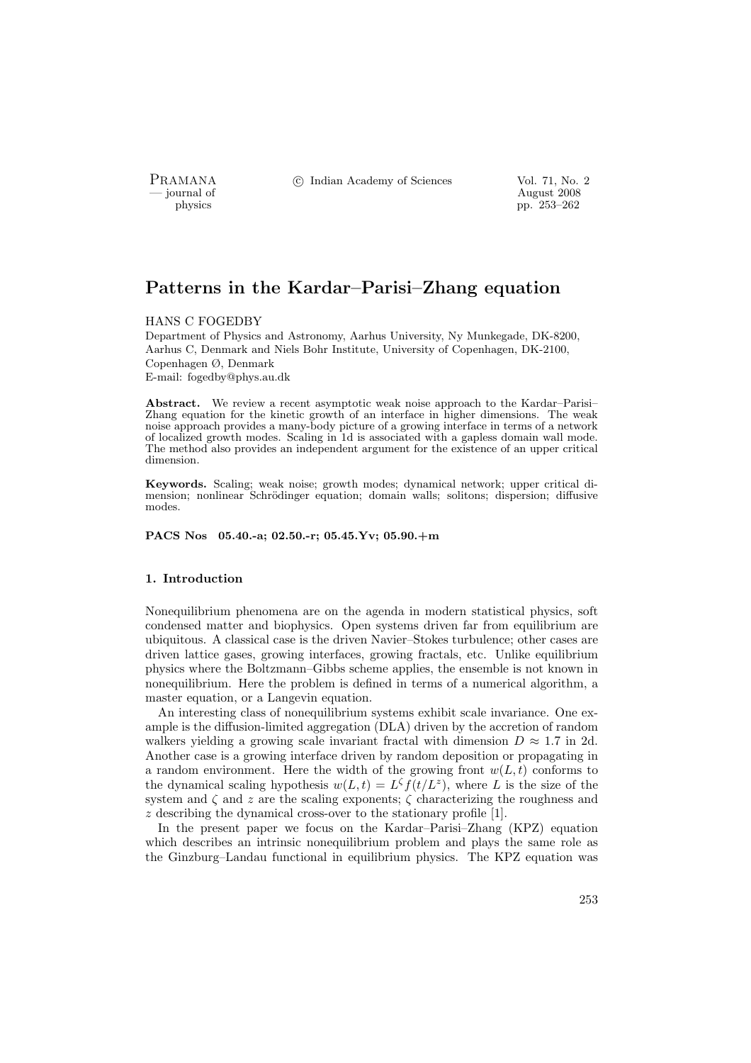# Patterns in the Kardar–Parisi–Zhang equation

HANS C FOGEDBY

Department of Physics and Astronomy, Aarhus University, Ny Munkegade, DK-8200, Aarhus C, Denmark and Niels Bohr Institute, University of Copenhagen, DK-2100, Copenhagen Ø, Denmark
E-mail: fogedby@phys.au.dk

**Abstract.** We review a recent asymptotic weak noise approach to the Kardar–Parisi–Zhang equation for the kinetic growth of an interface in higher dimensions. The weak noise approach provides a many-body picture of a growing interface in terms of a network of localized growth modes. Scaling in 1d is associated with a gapless domain wall mode. The method also provides an independent argument for the existence of an upper critical dimension.

**Keywords.** Scaling; weak noise; growth modes; dynamical network; upper critical dimension; nonlinear Schrödinger equation; domain walls; solitons; dispersion; diffusive modes.

**PACS Nos 05.40.-a; 02.50.-r; 05.45.Yv; 05.90.+m**

## 1. Introduction

Nonequilibrium phenomena are on the agenda in modern statistical physics, soft condensed matter and biophysics. Open systems driven far from equilibrium are ubiquitous. A classical case is the driven Navier–Stokes turbulence; other cases are driven lattice gases, growing interfaces, growing fractals, etc. Unlike equilibrium physics where the Boltzmann–Gibbs scheme applies, the ensemble is not known in nonequilibrium. Here the problem is defined in terms of a numerical algorithm, a master equation, or a Langevin equation.

An interesting class of nonequilibrium systems exhibit scale invariance. One example is the diffusion-limited aggregation (DLA) driven by the accretion of random walkers yielding a growing scale invariant fractal with dimension $D \approx 1.7$ in 2d. Another case is a growing interface driven by random deposition or propagating in a random environment. Here the width of the growing front $w(L, t)$ conforms to the dynamical scaling hypothesis $w(L, t) = L^{\zeta} f(t/L^{z})$, where $L$ is the size of the system and $\zeta$ and $z$ are the scaling exponents; $\zeta$ characterizing the roughness and $z$ describing the dynamical cross-over to the stationary profile [1].

In the present paper we focus on the Kardar–Parisi–Zhang (KPZ) equation which describes an intrinsic nonequilibrium problem and plays the same role as the Ginzburg–Landau functional in equilibrium physics. The KPZ equation was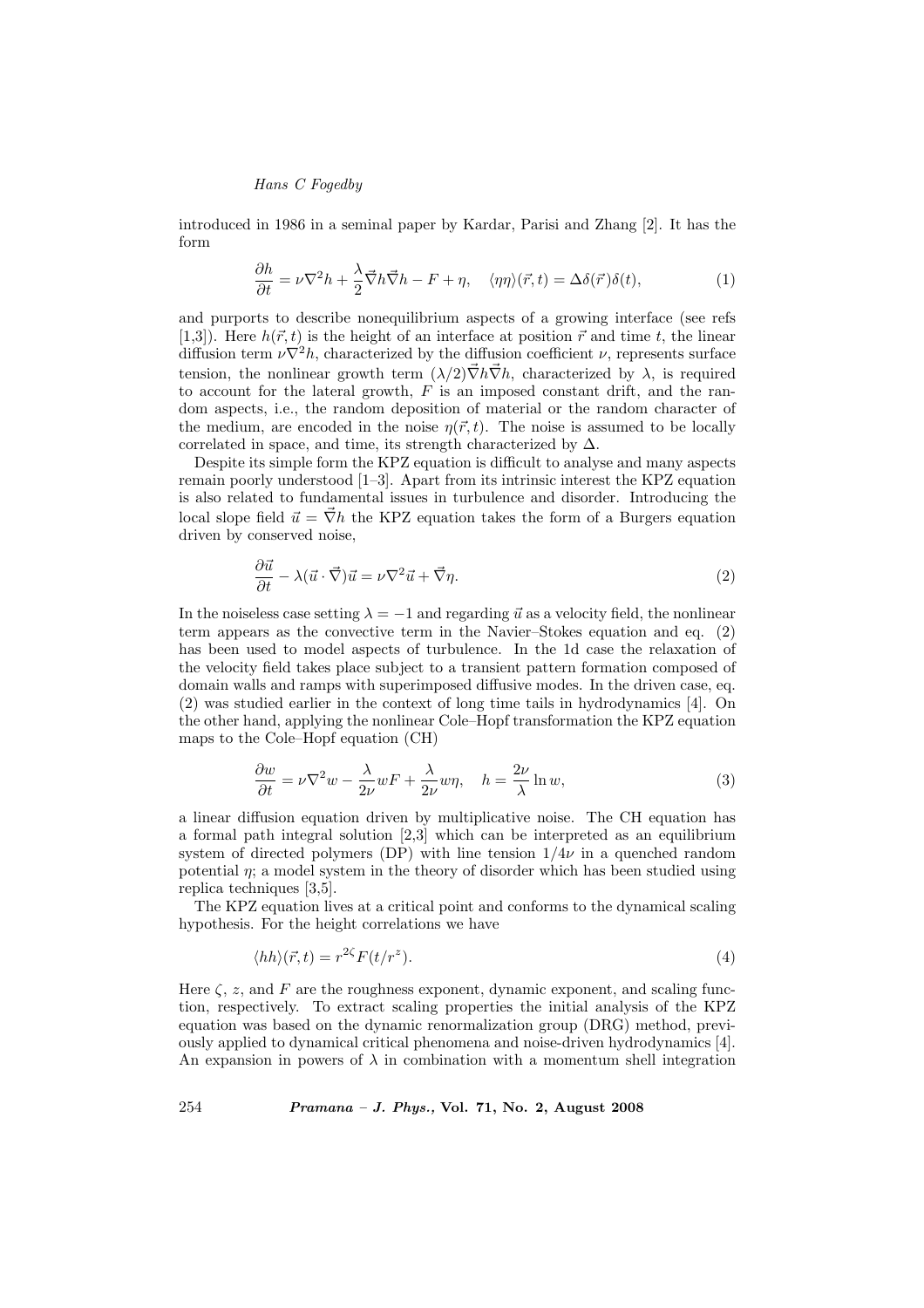introduced in 1986 in a seminal paper by Kardar, Parisi and Zhang [2]. It has the form

$$\frac{\partial h}{\partial t} = \nu \nabla^2 h + \frac{\lambda}{2}\vec{\nabla} h \vec{\nabla} h - F + \eta, \quad \langle \eta\eta \rangle(\vec{r}, t) = \Delta \delta(\vec{r})\delta(t), \tag{1}$$

and purports to describe nonequilibrium aspects of a growing interface (see refs [1,3]). Here $h(\vec{r}, t)$ is the height of an interface at position $\vec{r}$ and time $t$, the linear diffusion term $\nu\nabla^2 h$, characterized by the diffusion coefficient $\nu$, represents surface tension, the nonlinear growth term $(\lambda/2)\vec{\nabla} h \vec{\nabla} h$, characterized by $\lambda$, is required to account for the lateral growth, $F$ is an imposed constant drift, and the random aspects, i.e., the random deposition of material or the random character of the medium, are encoded in the noise $\eta(\vec{r}, t)$. The noise is assumed to be locally correlated in space, and time, its strength characterized by $\Delta$.

Despite its simple form the KPZ equation is difficult to analyse and many aspects remain poorly understood [1–3]. Apart from its intrinsic interest the KPZ equation is also related to fundamental issues in turbulence and disorder. Introducing the local slope field $\vec{u} = \vec{\nabla} h$ the KPZ equation takes the form of a Burgers equation driven by conserved noise,

$$\frac{\partial \vec{u}}{\partial t} - \lambda(\vec{u} \cdot \vec{\nabla})\vec{u} = \nu\nabla^2 \vec{u} + \vec{\nabla}\eta. \tag{2}$$

In the noiseless case setting $\lambda = -1$ and regarding $\vec{u}$ as a velocity field, the nonlinear term appears as the convective term in the Navier–Stokes equation and eq. (2) has been used to model aspects of turbulence. In the 1d case the relaxation of the velocity field takes place subject to a transient pattern formation composed of domain walls and ramps with superimposed diffusive modes. In the driven case, eq. (2) was studied earlier in the context of long time tails in hydrodynamics [4]. On the other hand, applying the nonlinear Cole–Hopf transformation the KPZ equation maps to the Cole–Hopf equation (CH)

$$\frac{\partial w}{\partial t} = \nu\nabla^2 w - \frac{\lambda}{2\nu} wF + \frac{\lambda}{2\nu} w\eta, \quad h = \frac{2\nu}{\lambda}\ln w, \tag{3}$$

a linear diffusion equation driven by multiplicative noise. The CH equation has a formal path integral solution [2,3] which can be interpreted as an equilibrium system of directed polymers (DP) with line tension $1/4\nu$ in a quenched random potential $\eta$; a model system in the theory of disorder which has been studied using replica techniques [3,5].

The KPZ equation lives at a critical point and conforms to the dynamical scaling hypothesis. For the height correlations we have

$$\langle hh \rangle(\vec{r}, t) = r^{2\zeta} F(t/r^z). \tag{4}$$

Here $\zeta$, $z$, and $F$ are the roughness exponent, dynamic exponent, and scaling function, respectively. To extract scaling properties the initial analysis of the KPZ equation was based on the dynamic renormalization group (DRG) method, previously applied to dynamical critical phenomena and noise-driven hydrodynamics [4]. An expansion in powers of $\lambda$ in combination with a momentum shell integration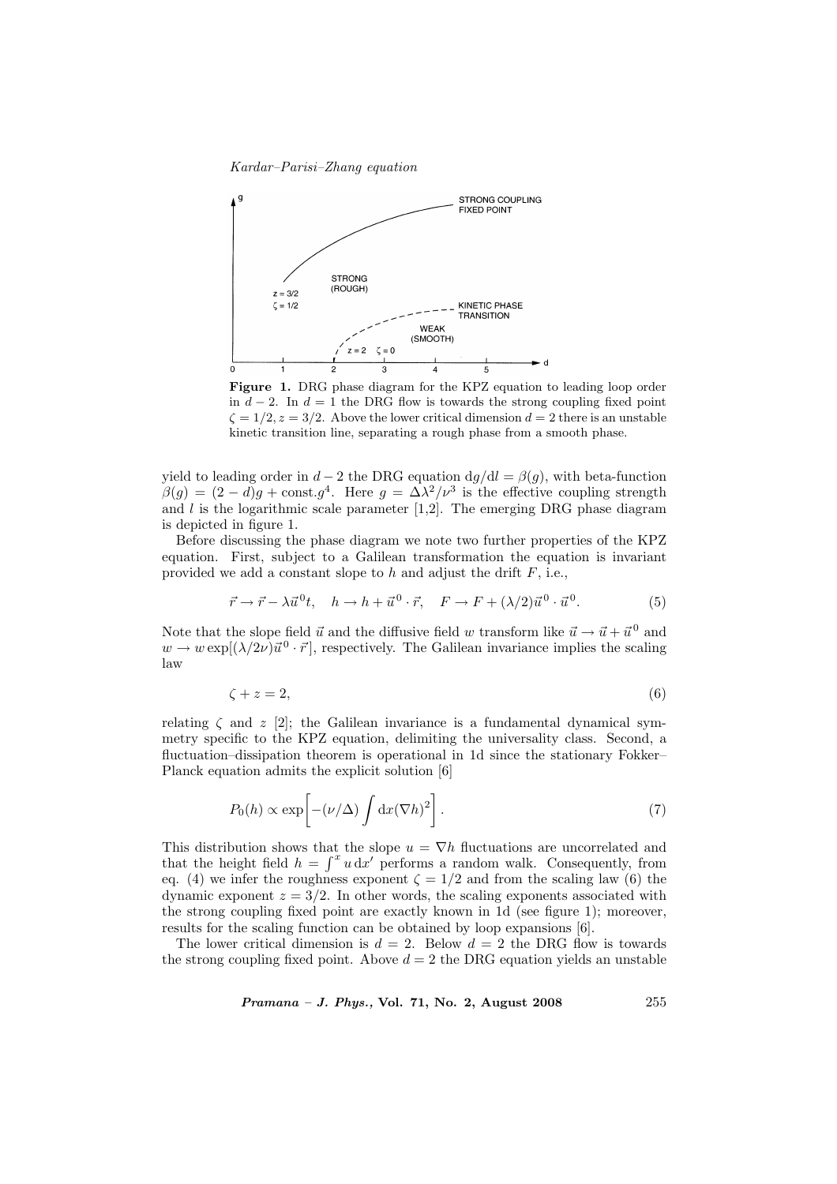**Figure 1.** DRG phase diagram for the KPZ equation to leading loop order in $d-2$. In $d=1$ the DRG flow is towards the strong coupling fixed point $\zeta = 1/2, z = 3/2$. Above the lower critical dimension $d=2$ there is an unstable kinetic transition line, separating a rough phase from a smooth phase.

yield to leading order in $d-2$ the DRG equation $\mathrm{d}g/\mathrm{d}l = \beta(g)$, with beta-function $\beta(g) = (2-d)g + \text{const}.g^4$. Here $g = \Delta\lambda^2/\nu^3$ is the effective coupling strength and $l$ is the logarithmic scale parameter [1,2]. The emerging DRG phase diagram is depicted in figure 1.

Before discussing the phase diagram we note two further properties of the KPZ equation. First, subject to a Galilean transformation the equation is invariant provided we add a constant slope to $h$ and adjust the drift $F$, i.e.,

$$\vec{r} \to \vec{r} - \lambda\vec{u}^0 t, \quad h \to h + \vec{u}^0 \cdot \vec{r}, \quad F \to F + (\lambda/2)\vec{u}^0 \cdot \vec{u}^0. \tag{5}$$

Note that the slope field $\vec{u}$ and the diffusive field $w$ transform like $\vec{u} \to \vec{u} + \vec{u}^0$ and $w \to w \exp[(\lambda/2\nu)\vec{u}^0 \cdot \vec{r}]$, respectively. The Galilean invariance implies the scaling law

$$\zeta + z = 2, \tag{6}$$

relating $\zeta$ and $z$ [2]; the Galilean invariance is a fundamental dynamical symmetry specific to the KPZ equation, delimiting the universality class. Second, a fluctuation–dissipation theorem is operational in 1d since the stationary Fokker–Planck equation admits the explicit solution [6]

$$P_0(h) \propto \exp\left[-(\nu/\Delta)\int \mathrm{d}x(\nabla h)^2\right]. \tag{7}$$

This distribution shows that the slope $u = \nabla h$ fluctuations are uncorrelated and that the height field $h = \int^x u\,\mathrm{d}x'$ performs a random walk. Consequently, from eq. (4) we infer the roughness exponent $\zeta = 1/2$ and from the scaling law (6) the dynamic exponent $z = 3/2$. In other words, the scaling exponents associated with the strong coupling fixed point are exactly known in 1d (see figure 1); moreover, results for the scaling function can be obtained by loop expansions [6].

The lower critical dimension is $d = 2$. Below $d = 2$ the DRG flow is towards the strong coupling fixed point. Above $d = 2$ the DRG equation yields an unstable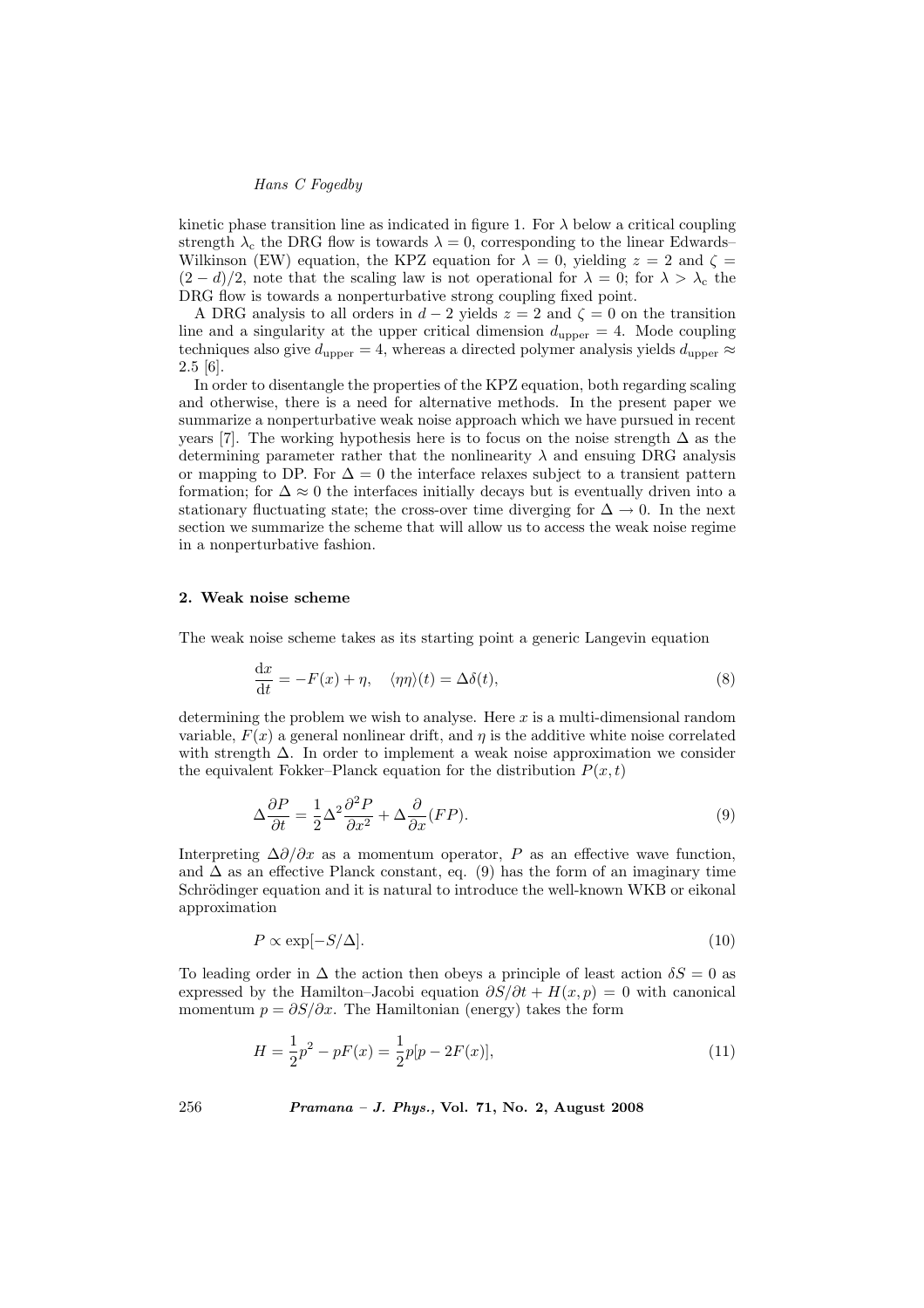kinetic phase transition line as indicated in figure 1. For $\lambda$ below a critical coupling strength $\lambda_c$ the DRG flow is towards $\lambda = 0$, corresponding to the linear Edwards–Wilkinson (EW) equation, the KPZ equation for $\lambda = 0$, yielding $z = 2$ and $\zeta = (2-d)/2$, note that the scaling law is not operational for $\lambda = 0$; for $\lambda > \lambda_c$ the DRG flow is towards a nonperturbative strong coupling fixed point.

A DRG analysis to all orders in $d-2$ yields $z = 2$ and $\zeta = 0$ on the transition line and a singularity at the upper critical dimension $d_{\text{upper}} = 4$. Mode coupling techniques also give $d_{\text{upper}} = 4$, whereas a directed polymer analysis yields $d_{\text{upper}} \approx 2.5$ [6].

In order to disentangle the properties of the KPZ equation, both regarding scaling and otherwise, there is a need for alternative methods. In the present paper we summarize a nonperturbative weak noise approach which we have pursued in recent years [7]. The working hypothesis here is to focus on the noise strength $\Delta$ as the determining parameter rather that the nonlinearity $\lambda$ and ensuing DRG analysis or mapping to DP. For $\Delta = 0$ the interface relaxes subject to a transient pattern formation; for $\Delta \approx 0$ the interfaces initially decays but is eventually driven into a stationary fluctuating state; the cross-over time diverging for $\Delta \to 0$. In the next section we summarize the scheme that will allow us to access the weak noise regime in a nonperturbative fashion.

## 2. Weak noise scheme

The weak noise scheme takes as its starting point a generic Langevin equation

$$\frac{\mathrm{d}x}{\mathrm{d}t} = -F(x) + \eta, \quad \langle \eta\eta \rangle(t) = \Delta\delta(t), \tag{8}$$

determining the problem we wish to analyse. Here $x$ is a multi-dimensional random variable, $F(x)$ a general nonlinear drift, and $\eta$ is the additive white noise correlated with strength $\Delta$. In order to implement a weak noise approximation we consider the equivalent Fokker–Planck equation for the distribution $P(x,t)$

$$\Delta \frac{\partial P}{\partial t} = \frac{1}{2}\Delta^2 \frac{\partial^2 P}{\partial x^2} + \Delta \frac{\partial}{\partial x}(FP). \tag{9}$$

Interpreting $\Delta\partial/\partial x$ as a momentum operator, $P$ as an effective wave function, and $\Delta$ as an effective Planck constant, eq. (9) has the form of an imaginary time Schrödinger equation and it is natural to introduce the well-known WKB or eikonal approximation

$$P \propto \exp[-S/\Delta]. \tag{10}$$

To leading order in $\Delta$ the action then obeys a principle of least action $\delta S = 0$ as expressed by the Hamilton–Jacobi equation $\partial S/\partial t + H(x,p) = 0$ with canonical momentum $p = \partial S/\partial x$. The Hamiltonian (energy) takes the form

$$H = \frac{1}{2}p^2 - pF(x) = \frac{1}{2}p[p - 2F(x)], \tag{11}$$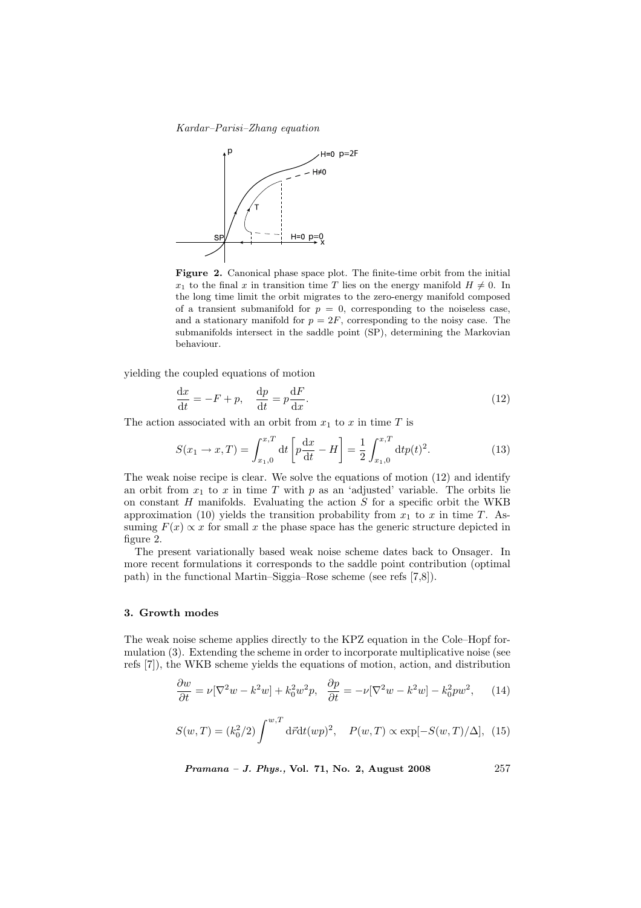**Figure 2.** Canonical phase space plot. The finite-time orbit from the initial $x_1$ to the final $x$ in transition time $T$ lies on the energy manifold $H \neq 0$. In the long time limit the orbit migrates to the zero-energy manifold composed of a transient submanifold for $p = 0$, corresponding to the noiseless case, and a stationary manifold for $p = 2F$, corresponding to the noisy case. The submanifolds intersect in the saddle point (SP), determining the Markovian behaviour.

yielding the coupled equations of motion

$$\frac{\mathrm{d}x}{\mathrm{d}t} = -F + p, \quad \frac{\mathrm{d}p}{\mathrm{d}t} = p\frac{\mathrm{d}F}{\mathrm{d}x}. \tag{12}$$

The action associated with an orbit from $x_1$ to $x$ in time $T$ is

$$S(x_1 \to x, T) = \int_{x_1,0}^{x,T} \mathrm{d}t \left[ p\frac{\mathrm{d}x}{\mathrm{d}t} - H \right] = \frac{1}{2}\int_{x_1,0}^{x,T} \mathrm{d}t p(t)^2. \tag{13}$$

The weak noise recipe is clear. We solve the equations of motion (12) and identify an orbit from $x_1$ to $x$ in time $T$ with $p$ as an 'adjusted' variable. The orbits lie on constant $H$ manifolds. Evaluating the action $S$ for a specific orbit the WKB approximation (10) yields the transition probability from $x_1$ to $x$ in time $T$. Assuming $F(x) \propto x$ for small $x$ the phase space has the generic structure depicted in figure 2.

The present variationally based weak noise scheme dates back to Onsager. In more recent formulations it corresponds to the saddle point contribution (optimal path) in the functional Martin–Siggia–Rose scheme (see refs [7,8]).

## 3. Growth modes

The weak noise scheme applies directly to the KPZ equation in the Cole–Hopf formulation (3). Extending the scheme in order to incorporate multiplicative noise (see refs [7]), the WKB scheme yields the equations of motion, action, and distribution

$$\frac{\partial w}{\partial t} = \nu[\nabla^2 w - k^2 w] + k_0^2 w^2 p, \quad \frac{\partial p}{\partial t} = -\nu[\nabla^2 w - k^2 w] - k_0^2 p w^2, \tag{14}$$

$$S(w, T) = (k_0^2/2)\int^{w,T} \mathrm{d}\vec{r}\mathrm{d}t(wp)^2, \quad P(w, T) \propto \exp[-S(w, T)/\Delta], \tag{15}$$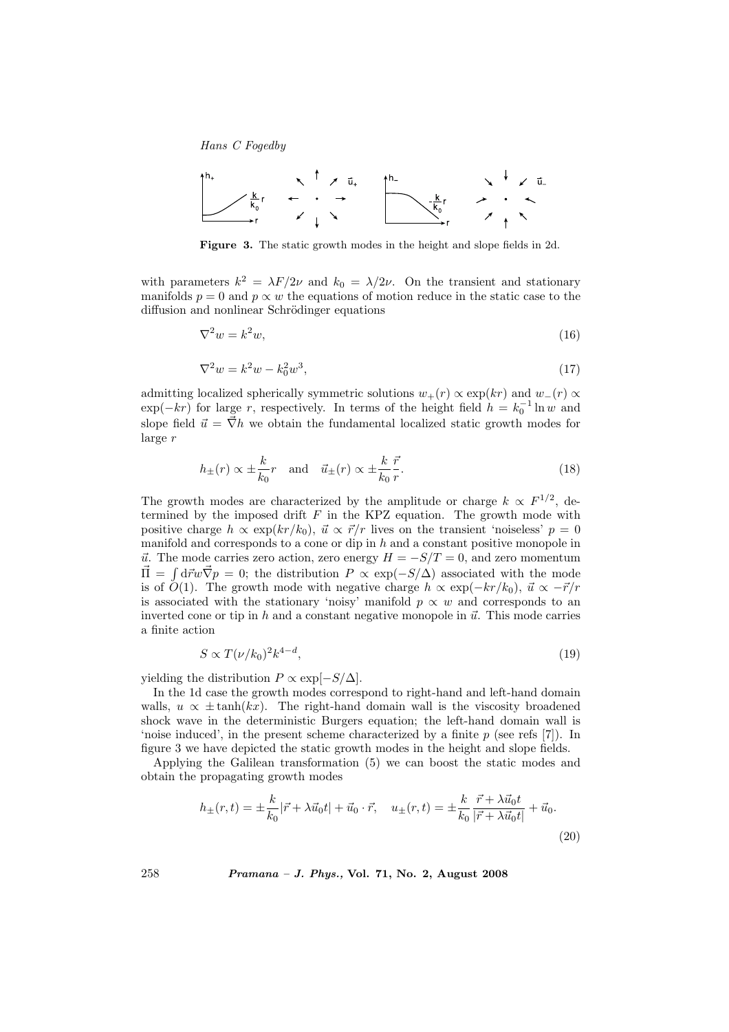**Figure 3.** The static growth modes in the height and slope fields in 2d.

with parameters $k^2 = \lambda F/2\nu$ and $k_0 = \lambda/2\nu$. On the transient and stationary manifolds $p = 0$ and $p \propto w$ the equations of motion reduce in the static case to the diffusion and nonlinear Schrödinger equations

$$\nabla^2 w = k^2 w, \tag{16}$$

$$\nabla^2 w = k^2 w - k_0^2 w^3, \tag{17}$$

admitting localized spherically symmetric solutions $w_+(r) \propto \exp(kr)$ and $w_-(r) \propto \exp(-kr)$ for large $r$, respectively. In terms of the height field $h = k_0^{-1} \ln w$ and slope field $\vec{u} = \vec{\nabla} h$ we obtain the fundamental localized static growth modes for large $r$

$$h_\pm(r) \propto \pm \frac{k}{k_0} r \quad \text{and} \quad \vec{u}_\pm(r) \propto \pm \frac{k}{k_0} \frac{\vec{r}}{r}. \tag{18}$$

The growth modes are characterized by the amplitude or charge $k \propto F^{1/2}$, determined by the imposed drift $F$ in the KPZ equation. The growth mode with positive charge $h \propto \exp(kr/k_0)$, $\vec{u} \propto \vec{r}/r$ lives on the transient 'noiseless' $p = 0$ manifold and corresponds to a cone or dip in $h$ and a constant positive monopole in $\vec{u}$. The mode carries zero action, zero energy $H = -S/T = 0$, and zero momentum $\vec{\Pi} = \int d\vec{r} w \vec{\nabla} p = 0$; the distribution $P \propto \exp(-S/\Delta)$ associated with the mode is of $O(1)$. The growth mode with negative charge $h \propto \exp(-kr/k_0)$, $\vec{u} \propto -\vec{r}/r$ is associated with the stationary 'noisy' manifold $p \propto w$ and corresponds to an inverted cone or tip in $h$ and a constant negative monopole in $\vec{u}$. This mode carries a finite action

$$S \propto T(\nu/k_0)^2 k^{4-d}, \tag{19}$$

yielding the distribution $P \propto \exp[-S/\Delta]$.

In the 1d case the growth modes correspond to right-hand and left-hand domain walls, $u \propto \pm \tanh(kx)$. The right-hand domain wall is the viscosity broadened shock wave in the deterministic Burgers equation; the left-hand domain wall is 'noise induced', in the present scheme characterized by a finite $p$ (see refs [7]). In figure 3 we have depicted the static growth modes in the height and slope fields.

Applying the Galilean transformation (5) we can boost the static modes and obtain the propagating growth modes

$$h_\pm(r,t) = \pm \frac{k}{k_0} |\vec{r} + \lambda \vec{u}_0 t| + \vec{u}_0 \cdot \vec{r}, \quad u_\pm(r,t) = \pm \frac{k}{k_0} \frac{\vec{r} + \lambda \vec{u}_0 t}{|\vec{r} + \lambda \vec{u}_0 t|} + \vec{u}_0. \tag{20}$$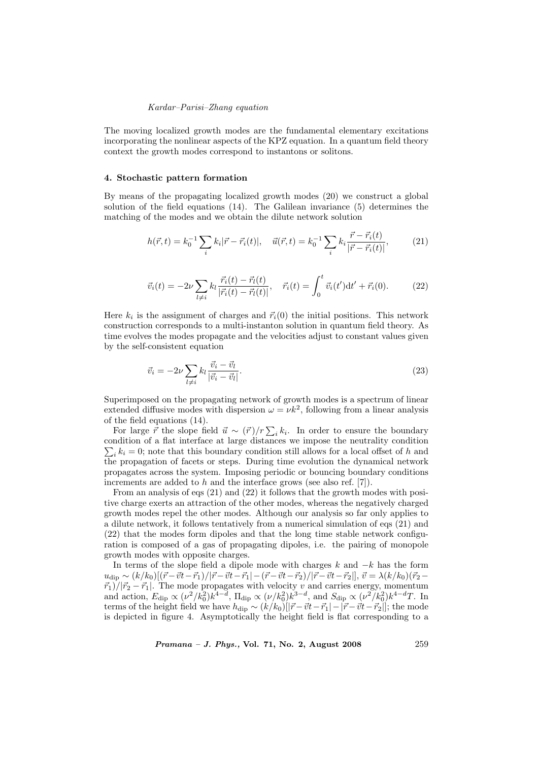The moving localized growth modes are the fundamental elementary excitations incorporating the nonlinear aspects of the KPZ equation. In a quantum field theory context the growth modes correspond to instantons or solitons.

## 4. Stochastic pattern formation

By means of the propagating localized growth modes (20) we construct a global solution of the field equations (14). The Galilean invariance (5) determines the matching of the modes and we obtain the dilute network solution

$$h(\vec{r},t) = k_0^{-1}\sum_i k_i|\vec{r}-\vec{r}_i(t)|, \quad \vec{u}(\vec{r},t) = k_0^{-1}\sum_i k_i\frac{\vec{r}-\vec{r}_i(t)}{|\vec{r}-\vec{r}_i(t)|}, \tag{21}$$

$$\vec{v}_i(t) = -2\nu\sum_{l\neq i} k_l\frac{\vec{r}_i(t)-\vec{r}_l(t)}{|\vec{r}_i(t)-\vec{r}_l(t)|}, \quad \vec{r}_i(t) = \int_0^t \vec{v}_i(t')\mathrm{d}t' + \vec{r}_i(0). \tag{22}$$

Here $k_i$ is the assignment of charges and $\vec{r}_i(0)$ the initial positions. This network construction corresponds to a multi-instanton solution in quantum field theory. As time evolves the modes propagate and the velocities adjust to constant values given by the self-consistent equation

$$\vec{v}_i = -2\nu\sum_{l\neq i} k_l\frac{\vec{v}_i-\vec{v}_l}{|\vec{v}_i-\vec{v}_l|}. \tag{23}$$

Superimposed on the propagating network of growth modes is a spectrum of linear extended diffusive modes with dispersion $\omega = \nu k^2$, following from a linear analysis of the field equations (14).

For large $\vec{r}$ the slope field $\vec{u} \sim (\vec{r})/r\sum_i k_i$. In order to ensure the boundary condition of a flat interface at large distances we impose the neutrality condition $\sum_i k_i = 0$; note that this boundary condition still allows for a local offset of $h$ and the propagation of facets or steps. During time evolution the dynamical network propagates across the system. Imposing periodic or bouncing boundary conditions increments are added to $h$ and the interface grows (see also ref. [7]).

From an analysis of eqs (21) and (22) it follows that the growth modes with positive charge exerts an attraction of the other modes, whereas the negatively charged growth modes repel the other modes. Although our analysis so far only applies to a dilute network, it follows tentatively from a numerical simulation of eqs (21) and (22) that the modes form dipoles and that the long time stable network configuration is composed of a gas of propagating dipoles, i.e. the pairing of monopole growth modes with opposite charges.

In terms of the slope field a dipole mode with charges $k$ and $-k$ has the form $u_{\text{dip}} \sim (k/k_0)[(\vec{r}-\vec{v}t-\vec{r}_1)/|\vec{r}-\vec{v}t-\vec{r}_1| - (\vec{r}-\vec{v}t-\vec{r}_2)/|\vec{r}-\vec{v}t-\vec{r}_2|]$, $\vec{v} = \lambda(k/k_0)(\vec{r}_2-\vec{r}_1)/|\vec{r}_2-\vec{r}_1|$. The mode propagates with velocity $v$ and carries energy, momentum and action, $E_{\text{dip}} \propto (\nu^2/k_0^2)k^{4-d}$, $\Pi_{\text{dip}} \propto (\nu/k_0^2)k^{3-d}$, and $S_{\text{dip}} \propto (\nu^2/k_0^2)k^{4-d}T$. In terms of the height field we have $h_{\text{dip}} \sim (k/k_0)[|\vec{r}-\vec{v}t-\vec{r}_1| - |\vec{r}-\vec{v}t-\vec{r}_2|]$; the mode is depicted in figure 4. Asymptotically the height field is flat corresponding to a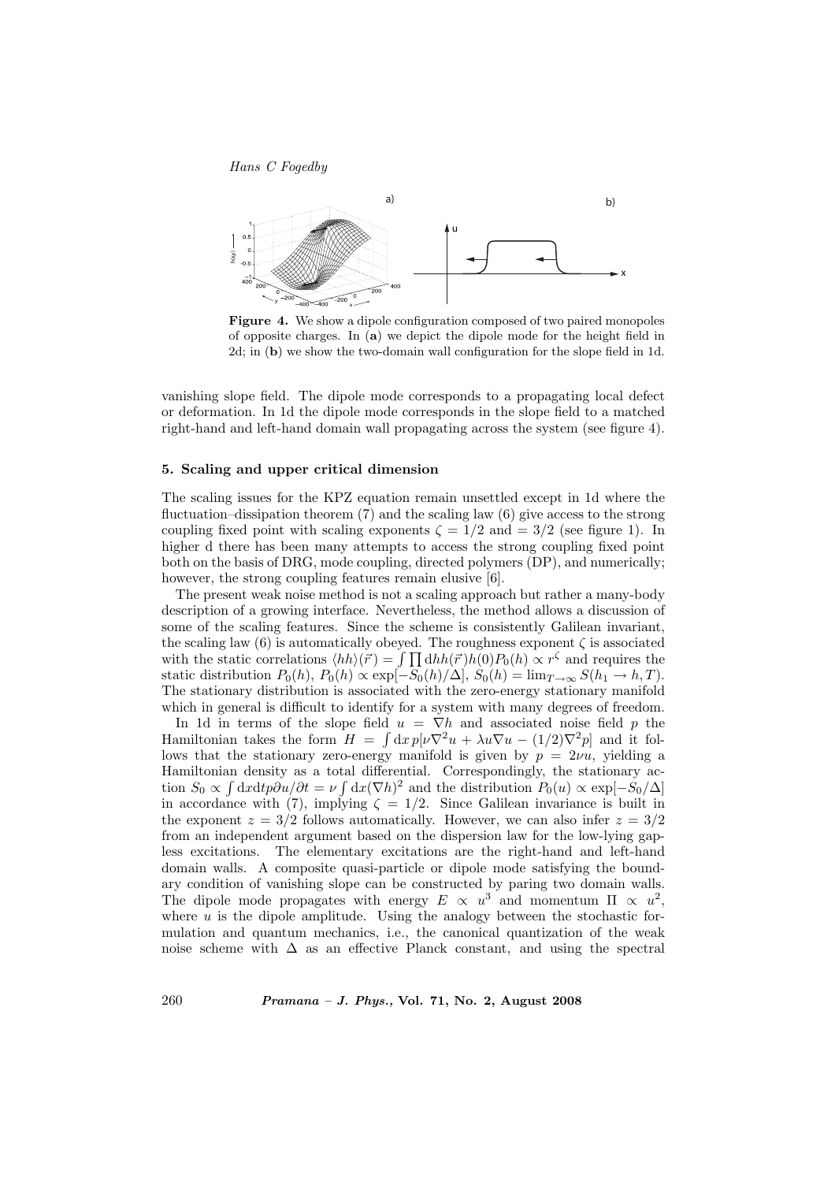**Figure 4.** We show a dipole configuration composed of two paired monopoles of opposite charges. In (**a**) we depict the dipole mode for the height field in 2d; in (**b**) we show the two-domain wall configuration for the slope field in 1d.

vanishing slope field. The dipole mode corresponds to a propagating local defect or deformation. In 1d the dipole mode corresponds in the slope field to a matched right-hand and left-hand domain wall propagating across the system (see figure 4).

## 5. Scaling and upper critical dimension

The scaling issues for the KPZ equation remain unsettled except in 1d where the fluctuation–dissipation theorem (7) and the scaling law (6) give access to the strong coupling fixed point with scaling exponents $\zeta = 1/2$ and $= 3/2$ (see figure 1). In higher d there has been many attempts to access the strong coupling fixed point both on the basis of DRG, mode coupling, directed polymers (DP), and numerically; however, the strong coupling features remain elusive [6].

The present weak noise method is not a scaling approach but rather a many-body description of a growing interface. Nevertheless, the method allows a discussion of some of the scaling features. Since the scheme is consistently Galilean invariant, the scaling law (6) is automatically obeyed. The roughness exponent $\zeta$ is associated with the static correlations $\langle hh\rangle(\vec{r}) = \int \prod \mathrm{d}h h(\vec{r})h(0)P_0(h) \propto r^\zeta$ and requires the static distribution $P_0(h)$, $P_0(h) \propto \exp[-S_0(h)/\Delta]$, $S_0(h) = \lim_{T\to\infty} S(h_1 \to h, T)$. The stationary distribution is associated with the zero-energy stationary manifold which in general is difficult to identify for a system with many degrees of freedom.

In 1d in terms of the slope field $u = \nabla h$ and associated noise field $p$ the Hamiltonian takes the form $H = \int \mathrm{d}x\, p[\nu\nabla^2 u + \lambda u \nabla u - (1/2)\nabla^2 p]$ and it follows that the stationary zero-energy manifold is given by $p = 2\nu u$, yielding a Hamiltonian density as a total differential. Correspondingly, the stationary action $S_0 \propto \int \mathrm{d}x\mathrm{d}t p\partial u/\partial t = \nu \int \mathrm{d}x(\nabla h)^2$ and the distribution $P_0(u) \propto \exp[-S_0/\Delta]$ in accordance with (7), implying $\zeta = 1/2$. Since Galilean invariance is built in the exponent $z = 3/2$ follows automatically. However, we can also infer $z = 3/2$ from an independent argument based on the dispersion law for the low-lying gapless excitations. The elementary excitations are the right-hand and left-hand domain walls. A composite quasi-particle or dipole mode satisfying the boundary condition of vanishing slope can be constructed by paring two domain walls. The dipole mode propagates with energy $E \propto u^3$ and momentum $\Pi \propto u^2$, where $u$ is the dipole amplitude. Using the analogy between the stochastic formulation and quantum mechanics, i.e., the canonical quantization of the weak noise scheme with $\Delta$ as an effective Planck constant, and using the spectral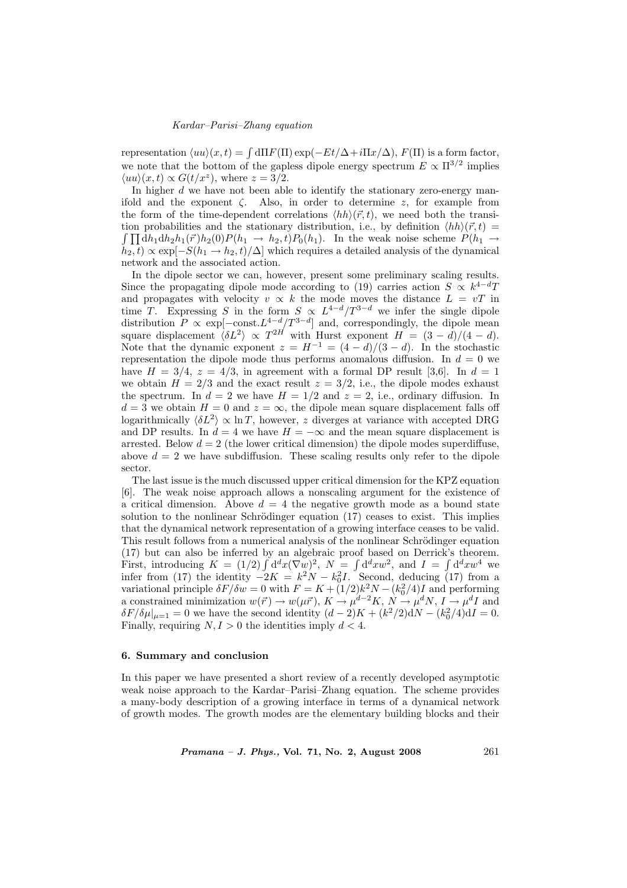representation $\langle uu\rangle(x,t) = \int \mathrm{d}\Pi F(\Pi)\exp(-Et/\Delta + i\Pi x/\Delta)$, $F(\Pi)$ is a form factor, we note that the bottom of the gapless dipole energy spectrum $E \propto \Pi^{3/2}$ implies $\langle uu\rangle(x,t) \propto G(t/x^z)$, where $z = 3/2$.

In higher $d$ we have not been able to identify the stationary zero-energy manifold and the exponent $\zeta$. Also, in order to determine $z$, for example from the form of the time-dependent correlations $\langle hh\rangle(\vec{r},t)$, we need both the transition probabilities and the stationary distribution, i.e., by definition $\langle hh\rangle(\vec{r},t) = \int \prod \mathrm{d}h_1 \mathrm{d}h_2 h_1(\vec{r})h_2(0)P(h_1 \to h_2, t)P_0(h_1)$. In the weak noise scheme $P(h_1 \to h_2, t) \propto \exp[-S(h_1 \to h_2, t)/\Delta]$ which requires a detailed analysis of the dynamical network and the associated action.

In the dipole sector we can, however, present some preliminary scaling results. Since the propagating dipole mode according to (19) carries action $S \propto k^{4-d}T$ and propagates with velocity $v \propto k$ the mode moves the distance $L = vT$ in time $T$. Expressing $S$ in the form $S \propto L^{4-d}/T^{3-d}$ we infer the single dipole distribution $P \propto \exp[-\mathrm{const}.L^{4-d}/T^{3-d}]$ and, correspondingly, the dipole mean square displacement $\langle \delta L^2\rangle \propto T^{2H}$ with Hurst exponent $H = (3-d)/(4-d)$. Note that the dynamic exponent $z = H^{-1} = (4-d)/(3-d)$. In the stochastic representation the dipole mode thus performs anomalous diffusion. In $d = 0$ we have $H = 3/4$, $z = 4/3$, in agreement with a formal DP result [3,6]. In $d = 1$ we obtain $H = 2/3$ and the exact result $z = 3/2$, i.e., the dipole modes exhaust the spectrum. In $d = 2$ we have $H = 1/2$ and $z = 2$, i.e., ordinary diffusion. In $d = 3$ we obtain $H = 0$ and $z = \infty$, the dipole mean square displacement falls off logarithmically $\langle \delta L^2\rangle \propto \ln T$, however, $z$ diverges at variance with accepted DRG and DP results. In $d = 4$ we have $H = -\infty$ and the mean square displacement is arrested. Below $d = 2$ (the lower critical dimension) the dipole modes superdiffuse, above $d = 2$ we have subdiffusion. These scaling results only refer to the dipole sector.

The last issue is the much discussed upper critical dimension for the KPZ equation [6]. The weak noise approach allows a nonscaling argument for the existence of a critical dimension. Above $d = 4$ the negative growth mode as a bound state solution to the nonlinear Schrödinger equation (17) ceases to exist. This implies that the dynamical network representation of a growing interface ceases to be valid. This result follows from a numerical analysis of the nonlinear Schrödinger equation (17) but can also be inferred by an algebraic proof based on Derrick's theorem. First, introducing $K = (1/2)\int \mathrm{d}^d x(\nabla w)^2$, $N = \int \mathrm{d}^d x w^2$, and $I = \int \mathrm{d}^d x w^4$ we infer from (17) the identity $-2K = k^2 N - k_0^2 I$. Second, deducing (17) from a variational principle $\delta F/\delta w = 0$ with $F = K + (1/2)k^2 N - (k_0^2/4)I$ and performing a constrained minimization $w(\vec{r}) \to w(\mu\vec{r})$, $K \to \mu^{d-2}K$, $N \to \mu^d N$, $I \to \mu^d I$ and $\delta F/\delta\mu|_{\mu=1} = 0$ we have the second identity $(d-2)K + (k^2/2)\mathrm{d}N - (k_0^2/4)\mathrm{d}I = 0$. Finally, requiring $N, I > 0$ the identities imply $d < 4$.

### 6. Summary and conclusion

In this paper we have presented a short review of a recently developed asymptotic weak noise approach to the Kardar–Parisi–Zhang equation. The scheme provides a many-body description of a growing interface in terms of a dynamical network of growth modes. The growth modes are the elementary building blocks and their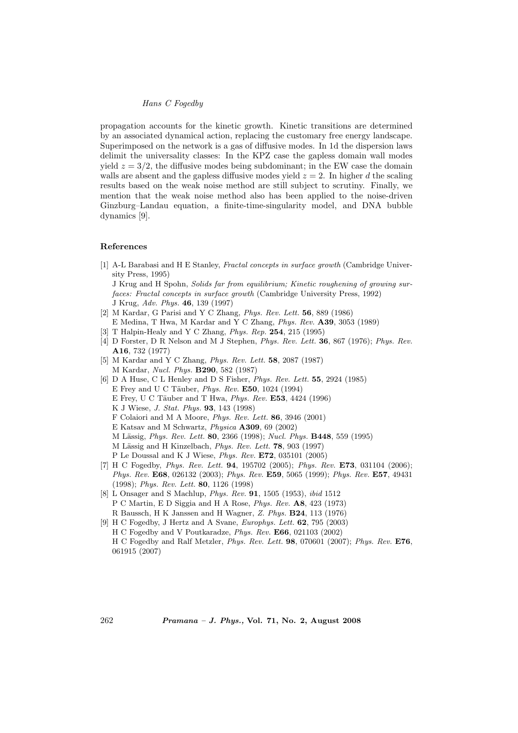propagation accounts for the kinetic growth. Kinetic transitions are determined by an associated dynamical action, replacing the customary free energy landscape. Superimposed on the network is a gas of diffusive modes. In 1d the dispersion laws delimit the universality classes: In the KPZ case the gapless domain wall modes yield $z = 3/2$, the diffusive modes being subdominant; in the EW case the domain walls are absent and the gapless diffusive modes yield $z = 2$. In higher $d$ the scaling results based on the weak noise method are still subject to scrutiny. Finally, we mention that the weak noise method also has been applied to the noise-driven Ginzburg–Landau equation, a finite-time-singularity model, and DNA bubble dynamics [9].

### References

[1] A-L Barabasi and H E Stanley, *Fractal concepts in surface growth* (Cambridge University Press, 1995)
J Krug and H Spohn, *Solids far from equilibrium; Kinetic roughening of growing surfaces: Fractal concepts in surface growth* (Cambridge University Press, 1992)
J Krug, *Adv. Phys.* **46**, 139 (1997)

[2] M Kardar, G Parisi and Y C Zhang, *Phys. Rev. Lett.* **56**, 889 (1986)
E Medina, T Hwa, M Kardar and Y C Zhang, *Phys. Rev.* **A39**, 3053 (1989)

[3] T Halpin-Healy and Y C Zhang, *Phys. Rep.* **254**, 215 (1995)

[4] D Forster, D R Nelson and M J Stephen, *Phys. Rev. Lett.* **36**, 867 (1976); *Phys. Rev.* **A16**, 732 (1977)

[5] M Kardar and Y C Zhang, *Phys. Rev. Lett.* **58**, 2087 (1987)
M Kardar, *Nucl. Phys.* **B290**, 582 (1987)

[6] D A Huse, C L Henley and D S Fisher, *Phys. Rev. Lett.* **55**, 2924 (1985)
E Frey and U C Täuber, *Phys. Rev.* **E50**, 1024 (1994)
E Frey, U C Täuber and T Hwa, *Phys. Rev.* **E53**, 4424 (1996)
K J Wiese, *J. Stat. Phys.* **93**, 143 (1998)
F Colaiori and M A Moore, *Phys. Rev. Lett.* **86**, 3946 (2001)
E Katsav and M Schwartz, *Physica* **A309**, 69 (2002)
M Lässig, *Phys. Rev. Lett.* **80**, 2366 (1998); *Nucl. Phys.* **B448**, 559 (1995)
M Lässig and H Kinzelbach, *Phys. Rev. Lett.* **78**, 903 (1997)
P Le Doussal and K J Wiese, *Phys. Rev.* **E72**, 035101 (2005)

[7] H C Fogedby, *Phys. Rev. Lett.* **94**, 195702 (2005); *Phys. Rev.* **E73**, 031104 (2006); *Phys. Rev.* **E68**, 026132 (2003); *Phys. Rev.* **E59**, 5065 (1999); *Phys. Rev.* **E57**, 49431 (1998); *Phys. Rev. Lett.* **80**, 1126 (1998)

[8] L Onsager and S Machlup, *Phys. Rev.* **91**, 1505 (1953), *ibid* 1512
P C Martin, E D Siggia and H A Rose, *Phys. Rev.* **A8**, 423 (1973)
R Baussch, H K Janssen and H Wagner, *Z. Phys.* **B24**, 113 (1976)

[9] H C Fogedby, J Hertz and A Svane, *Europhys. Lett.* **62**, 795 (2003)
H C Fogedby and V Poutkaradze, *Phys. Rev.* **E66**, 021103 (2002)
H C Fogedby and Ralf Metzler, *Phys. Rev. Lett.* **98**, 070601 (2007); *Phys. Rev.* **E76**, 061915 (2007)